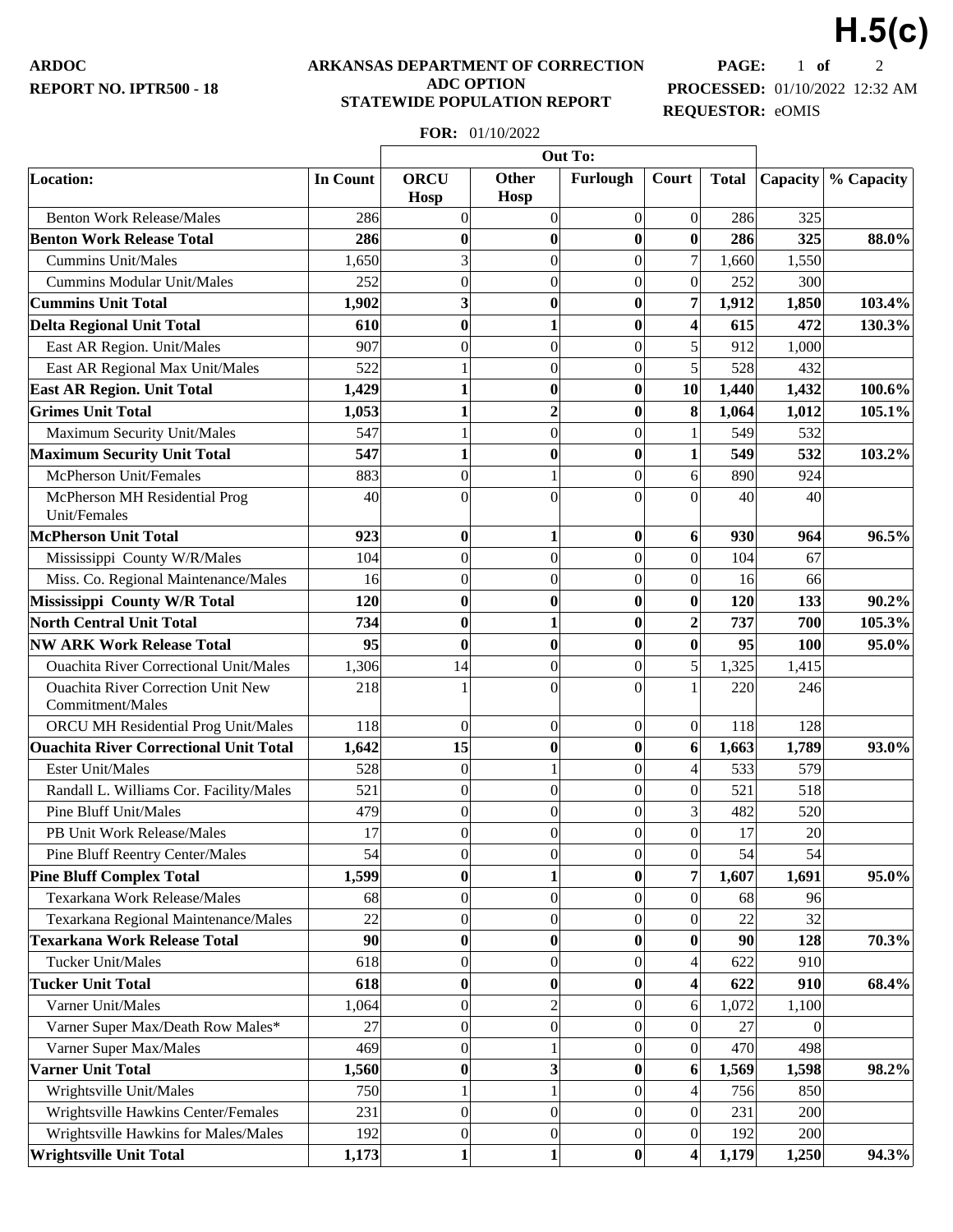**H.5(c)**

**ARDOC**
**REPORT NO. IPTR500 - 18**

**ARKANSAS DEPARTMENT OF CORRECTION**
**ADC OPTION**
**STATEWIDE POPULATION REPORT**

**PROCESSED:** 01/10/2022 12:32 AM
**REQUESTOR:** eOMIS

**FOR:** 01/10/2022

| Location: | In Count | Out To: | | | | | | |
|---|---|---|---|---|---|---|---|---|
| | | ORCU Hosp | Other Hosp | Furlough | Court | Total | Capacity | % Capacity |
| Benton Work Release/Males | 286 | 0 | 0 | 0 | 0 | 286 | 325 | |
| **Benton Work Release Total** | **286** | **0** | **0** | **0** | **0** | **286** | **325** | **88.0%** |
| Cummins Unit/Males | 1,650 | 3 | 0 | 0 | 7 | 1,660 | 1,550 | |
| Cummins Modular Unit/Males | 252 | 0 | 0 | 0 | 0 | 252 | 300 | |
| **Cummins Unit Total** | **1,902** | **3** | **0** | **0** | **7** | **1,912** | **1,850** | **103.4%** |
| **Delta Regional Unit Total** | **610** | **0** | **1** | **0** | **4** | **615** | **472** | **130.3%** |
| East AR Region. Unit/Males | 907 | 0 | 0 | 0 | 5 | 912 | 1,000 | |
| East AR Regional Max Unit/Males | 522 | 1 | 0 | 0 | 5 | 528 | 432 | |
| **East AR Region. Unit Total** | **1,429** | **1** | **0** | **0** | **10** | **1,440** | **1,432** | **100.6%** |
| **Grimes Unit Total** | **1,053** | **1** | **2** | **0** | **8** | **1,064** | **1,012** | **105.1%** |
| Maximum Security Unit/Males | 547 | 1 | 0 | 0 | 1 | 549 | 532 | |
| **Maximum Security Unit Total** | **547** | **1** | **0** | **0** | **1** | **549** | **532** | **103.2%** |
| McPherson Unit/Females | 883 | 0 | 1 | 0 | 6 | 890 | 924 | |
| McPherson MH Residential Prog Unit/Females | 40 | 0 | 0 | 0 | 0 | 40 | 40 | |
| **McPherson Unit Total** | **923** | **0** | **1** | **0** | **6** | **930** | **964** | **96.5%** |
| Mississippi County W/R/Males | 104 | 0 | 0 | 0 | 0 | 104 | 67 | |
| Miss. Co. Regional Maintenance/Males | 16 | 0 | 0 | 0 | 0 | 16 | 66 | |
| **Mississippi County W/R Total** | **120** | **0** | **0** | **0** | **0** | **120** | **133** | **90.2%** |
| **North Central Unit Total** | **734** | **0** | **1** | **0** | **2** | **737** | **700** | **105.3%** |
| **NW ARK Work Release Total** | **95** | **0** | **0** | **0** | **0** | **95** | **100** | **95.0%** |
| Ouachita River Correctional Unit/Males | 1,306 | 14 | 0 | 0 | 5 | 1,325 | 1,415 | |
| Ouachita River Correction Unit New Commitment/Males | 218 | 1 | 0 | 0 | 1 | 220 | 246 | |
| ORCU MH Residential Prog Unit/Males | 118 | 0 | 0 | 0 | 0 | 118 | 128 | |
| **Ouachita River Correctional Unit Total** | **1,642** | **15** | **0** | **0** | **6** | **1,663** | **1,789** | **93.0%** |
| Ester Unit/Males | 528 | 0 | 1 | 0 | 4 | 533 | 579 | |
| Randall L. Williams Cor. Facility/Males | 521 | 0 | 0 | 0 | 0 | 521 | 518 | |
| Pine Bluff Unit/Males | 479 | 0 | 0 | 0 | 3 | 482 | 520 | |
| PB Unit Work Release/Males | 17 | 0 | 0 | 0 | 0 | 17 | 20 | |
| Pine Bluff Reentry Center/Males | 54 | 0 | 0 | 0 | 0 | 54 | 54 | |
| **Pine Bluff Complex Total** | **1,599** | **0** | **1** | **0** | **7** | **1,607** | **1,691** | **95.0%** |
| Texarkana Work Release/Males | 68 | 0 | 0 | 0 | 0 | 68 | 96 | |
| Texarkana Regional Maintenance/Males | 22 | 0 | 0 | 0 | 0 | 22 | 32 | |
| **Texarkana Work Release Total** | **90** | **0** | **0** | **0** | **0** | **90** | **128** | **70.3%** |
| Tucker Unit/Males | 618 | 0 | 0 | 0 | 4 | 622 | 910 | |
| **Tucker Unit Total** | **618** | **0** | **0** | **0** | **4** | **622** | **910** | **68.4%** |
| Varner Unit/Males | 1,064 | 0 | 2 | 0 | 6 | 1,072 | 1,100 | |
| Varner Super Max/Death Row Males* | 27 | 0 | 0 | 0 | 0 | 27 | 0 | |
| Varner Super Max/Males | 469 | 0 | 1 | 0 | 0 | 470 | 498 | |
| **Varner Unit Total** | **1,560** | **0** | **3** | **0** | **6** | **1,569** | **1,598** | **98.2%** |
| Wrightsville Unit/Males | 750 | 1 | 1 | 0 | 4 | 756 | 850 | |
| Wrightsville Hawkins Center/Females | 231 | 0 | 0 | 0 | 0 | 231 | 200 | |
| Wrightsville Hawkins for Males/Males | 192 | 0 | 0 | 0 | 0 | 192 | 200 | |
| **Wrightsville Unit Total** | **1,173** | **1** | **1** | **0** | **4** | **1,179** | **1,250** | **94.3%** |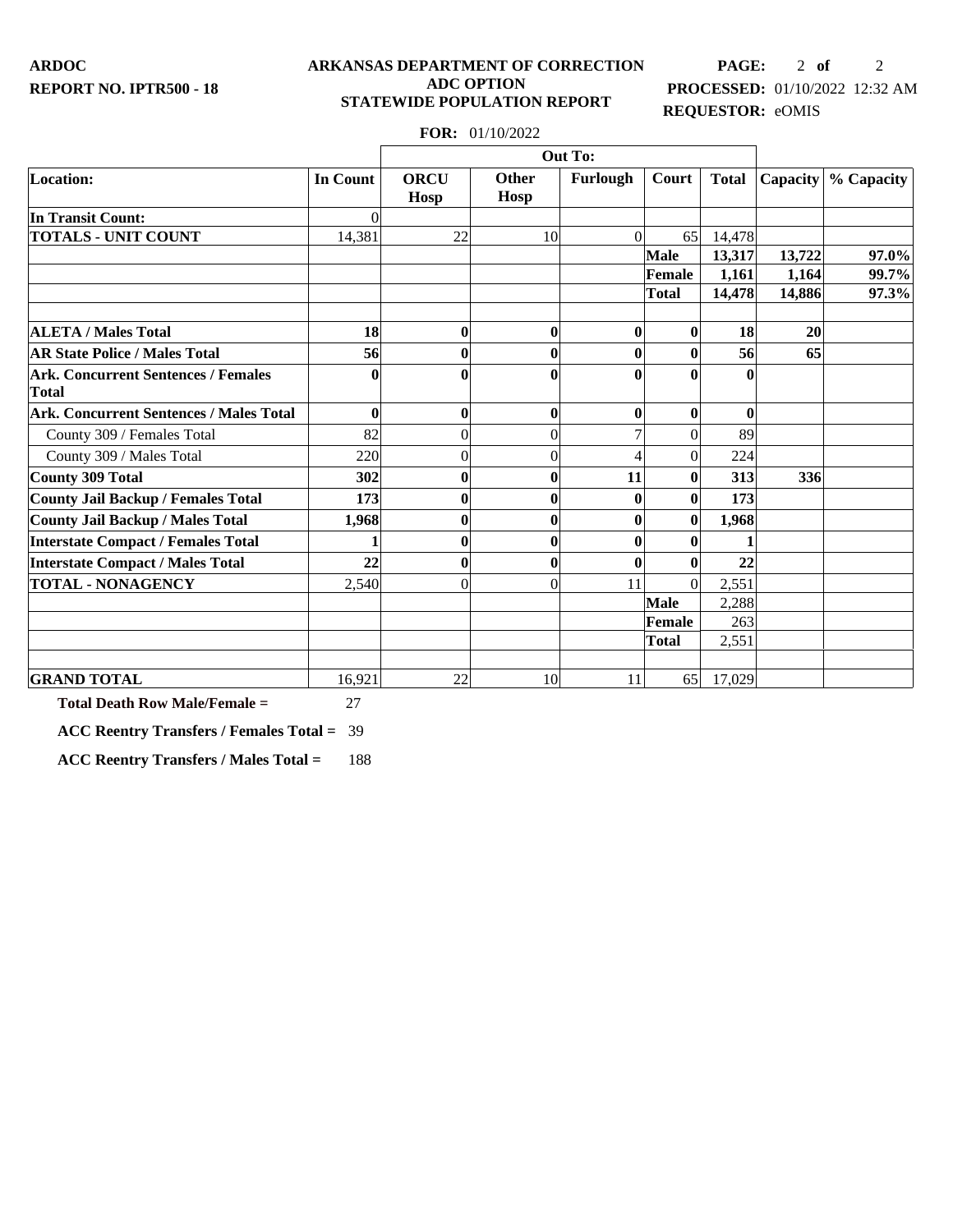**ARDOC**
**REPORT NO. IPTR500 - 18**

**ARKANSAS DEPARTMENT OF CORRECTION**
**ADC OPTION**
**STATEWIDE POPULATION REPORT**

**PROCESSED:** 01/10/2022 12:32 AM
**REQUESTOR:** eOMIS

**FOR:** 01/10/2022

| | | Out To: | | | | | | |
|---|---|---|---|---|---|---|---|---|
| **Location:** | **In Count** | **ORCU Hosp** | **Other Hosp** | **Furlough** | **Court** | **Total** | **Capacity** | **% Capacity** |
| **In Transit Count:** | 0 | | | | | | | |
| **TOTALS - UNIT COUNT** | 14,381 | 22 | 10 | 0 | 65 | 14,478 | | |
| | | | | | **Male** | **13,317** | **13,722** | **97.0%** |
| | | | | | **Female** | **1,161** | **1,164** | **99.7%** |
| | | | | | **Total** | **14,478** | **14,886** | **97.3%** |
| | | | | | | | | |
| **ALETA / Males Total** | **18** | **0** | **0** | **0** | **0** | **18** | **20** | |
| **AR State Police / Males Total** | **56** | **0** | **0** | **0** | **0** | **56** | **65** | |
| **Ark. Concurrent Sentences / Females Total** | **0** | **0** | **0** | **0** | **0** | **0** | | |
| **Ark. Concurrent Sentences / Males Total** | **0** | **0** | **0** | **0** | **0** | **0** | | |
| County 309 / Females Total | 82 | 0 | 0 | 7 | 0 | 89 | | |
| County 309 / Males Total | 220 | 0 | 0 | 4 | 0 | 224 | | |
| **County 309 Total** | **302** | **0** | **0** | **11** | **0** | **313** | **336** | |
| **County Jail Backup / Females Total** | **173** | **0** | **0** | **0** | **0** | **173** | | |
| **County Jail Backup / Males Total** | **1,968** | **0** | **0** | **0** | **0** | **1,968** | | |
| **Interstate Compact / Females Total** | **1** | **0** | **0** | **0** | **0** | **1** | | |
| **Interstate Compact / Males Total** | **22** | **0** | **0** | **0** | **0** | **22** | | |
| **TOTAL - NONAGENCY** | 2,540 | 0 | 0 | 11 | 0 | 2,551 | | |
| | | | | | **Male** | 2,288 | | |
| | | | | | **Female** | 263 | | |
| | | | | | **Total** | 2,551 | | |
| | | | | | | | | |
| **GRAND TOTAL** | 16,921 | 22 | 10 | 11 | 65 | 17,029 | | |

**Total Death Row Male/Female =** 27

**ACC Reentry Transfers / Females Total =** 39

**ACC Reentry Transfers / Males Total =** 188